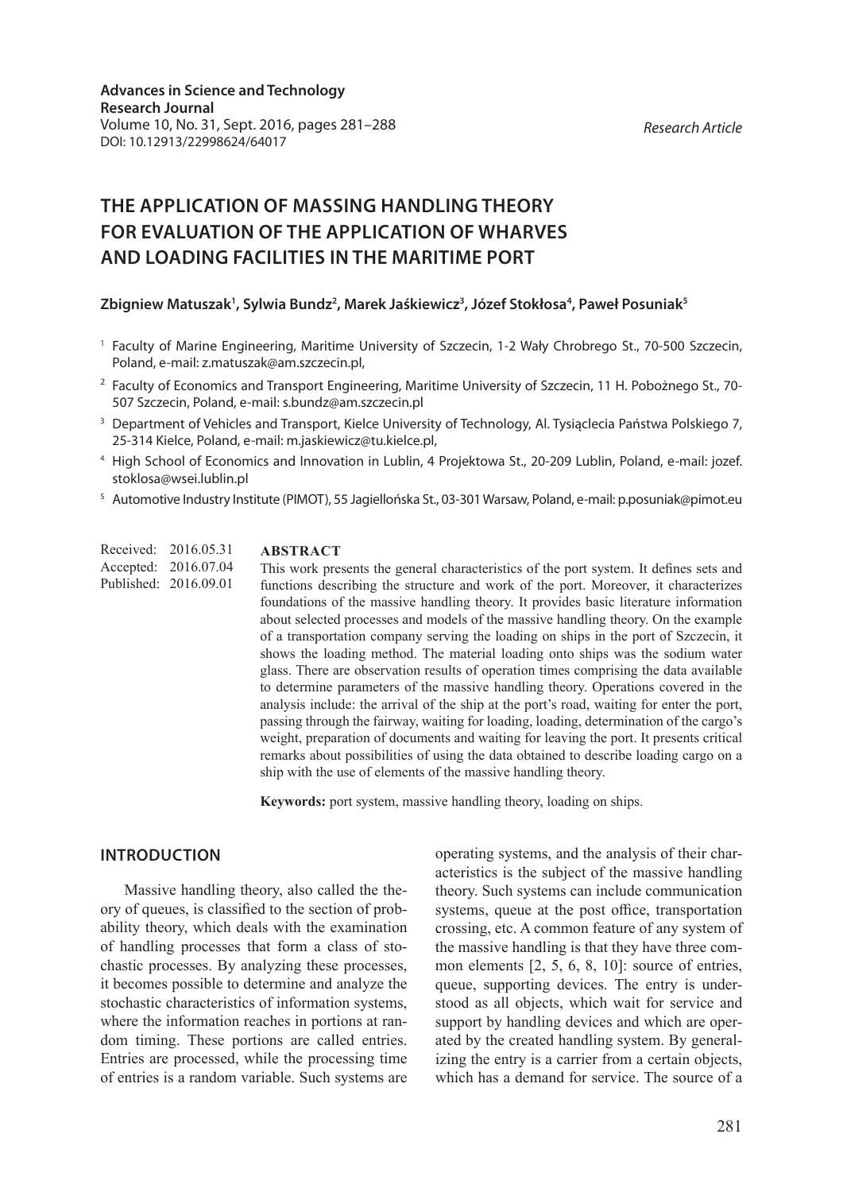Research Article

# THE APPLICATION OF MASSING HANDLING THEORY FOR EVALUATION OF THE APPLICATION OF WHARVES AND LOADING FACILITIES IN THE MARITIME PORT

**Zbigniew Matuszak[1], Sylwia Bundz[2], Marek Jaśkiewicz[3], Józef Stokłosa[4], Paweł Posuniak[5]**

[1] Faculty of Marine Engineering, Maritime University of Szczecin, 1-2 Wały Chrobrego St., 70-500 Szczecin, Poland, e-mail: z.matuszak@am.szczecin.pl,

[2] Faculty of Economics and Transport Engineering, Maritime University of Szczecin, 11 H. Pobożnego St., 70-507 Szczecin, Poland, e-mail: s.bundz@am.szczecin.pl

[3] Department of Vehicles and Transport, Kielce University of Technology, Al. Tysiąclecia Państwa Polskiego 7, 25-314 Kielce, Poland, e-mail: m.jaskiewicz@tu.kielce.pl,

[4] High School of Economics and Innovation in Lublin, 4 Projektowa St., 20-209 Lublin, Poland, e-mail: jozef.stoklosa@wsei.lublin.pl

[5] Automotive Industry Institute (PIMOT), 55 Jagiellońska St., 03-301 Warsaw, Poland, e-mail: p.posuniak@pimot.eu

Received: 2016.05.31
Accepted: 2016.07.04
Published: 2016.09.01

## ABSTRACT

This work presents the general characteristics of the port system. It defines sets and functions describing the structure and work of the port. Moreover, it characterizes foundations of the massive handling theory. It provides basic literature information about selected processes and models of the massive handling theory. On the example of a transportation company serving the loading on ships in the port of Szczecin, it shows the loading method. The material loading onto ships was the sodium water glass. There are observation results of operation times comprising the data available to determine parameters of the massive handling theory. Operations covered in the analysis include: the arrival of the ship at the port's road, waiting for enter the port, passing through the fairway, waiting for loading, loading, determination of the cargo's weight, preparation of documents and waiting for leaving the port. It presents critical remarks about possibilities of using the data obtained to describe loading cargo on a ship with the use of elements of the massive handling theory.

**Keywords:** port system, massive handling theory, loading on ships.

## INTRODUCTION

Massive handling theory, also called the theory of queues, is classified to the section of probability theory, which deals with the examination of handling processes that form a class of stochastic processes. By analyzing these processes, it becomes possible to determine and analyze the stochastic characteristics of information systems, where the information reaches in portions at random timing. These portions are called entries. Entries are processed, while the processing time of entries is a random variable. Such systems are operating systems, and the analysis of their characteristics is the subject of the massive handling theory. Such systems can include communication systems, queue at the post office, transportation crossing, etc. A common feature of any system of the massive handling is that they have three common elements [2, 5, 6, 8, 10]: source of entries, queue, supporting devices. The entry is understood as all objects, which wait for service and support by handling devices and which are operated by the created handling system. By generalizing the entry is a carrier from a certain objects, which has a demand for service. The source of a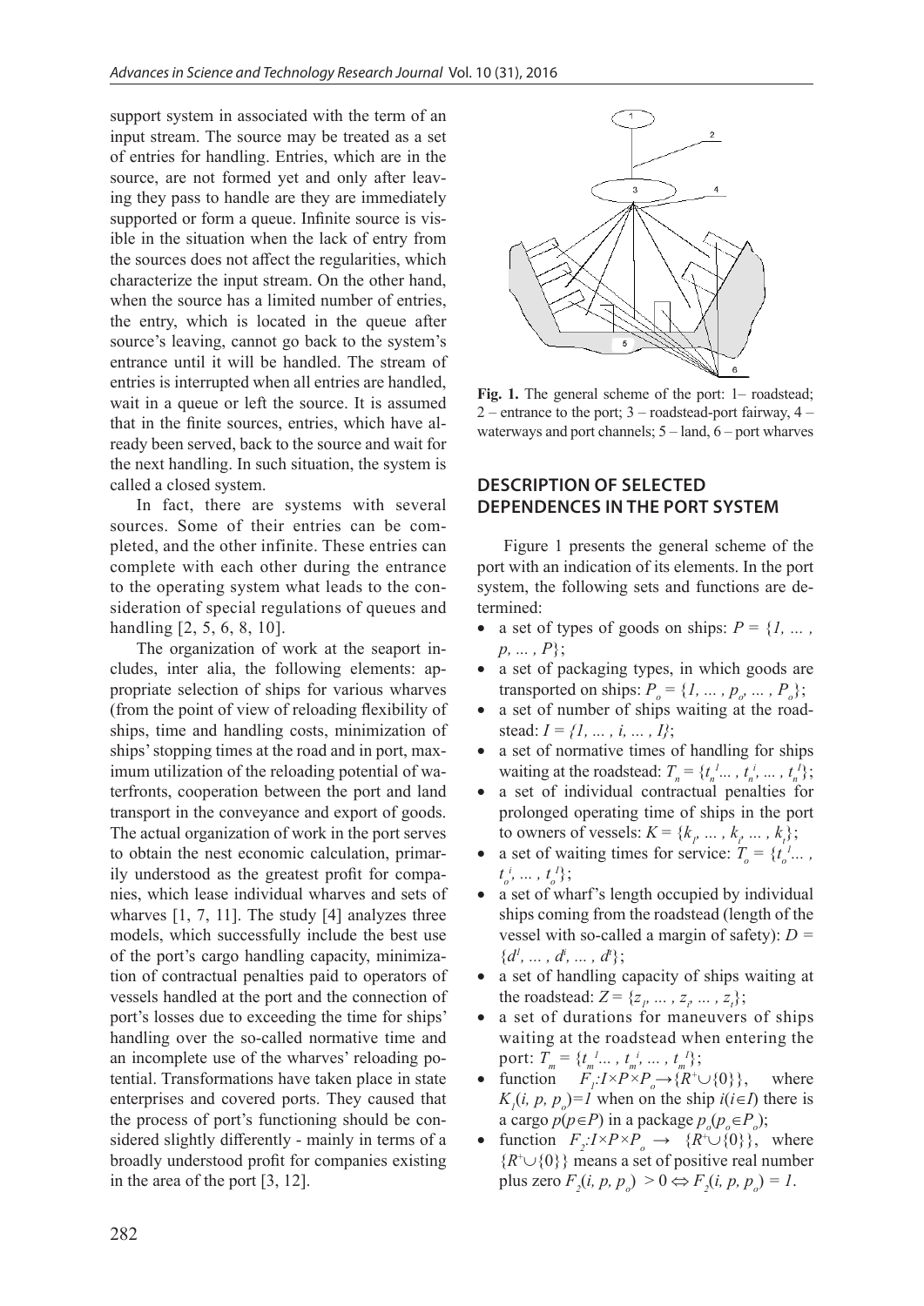support system in associated with the term of an input stream. The source may be treated as a set of entries for handling. Entries, which are in the source, are not formed yet and only after leaving they pass to handle are they are immediately supported or form a queue. Infinite source is visible in the situation when the lack of entry from the sources does not affect the regularities, which characterize the input stream. On the other hand, when the source has a limited number of entries, the entry, which is located in the queue after source's leaving, cannot go back to the system's entrance until it will be handled. The stream of entries is interrupted when all entries are handled, wait in a queue or left the source. It is assumed that in the finite sources, entries, which have already been served, back to the source and wait for the next handling. In such situation, the system is called a closed system.

In fact, there are systems with several sources. Some of their entries can be completed, and the other infinite. These entries can complete with each other during the entrance to the operating system what leads to the consideration of special regulations of queues and handling [2, 5, 6, 8, 10].

The organization of work at the seaport includes, inter alia, the following elements: appropriate selection of ships for various wharves (from the point of view of reloading flexibility of ships, time and handling costs, minimization of ships' stopping times at the road and in port, maximum utilization of the reloading potential of waterfronts, cooperation between the port and land transport in the conveyance and export of goods. The actual organization of work in the port serves to obtain the nest economic calculation, primarily understood as the greatest profit for companies, which lease individual wharves and sets of wharves [1, 7, 11]. The study [4] analyzes three models, which successfully include the best use of the port's cargo handling capacity, minimization of contractual penalties paid to operators of vessels handled at the port and the connection of port's losses due to exceeding the time for ships' handling over the so-called normative time and an incomplete use of the wharves' reloading potential. Transformations have taken place in state enterprises and covered ports. They caused that the process of port's functioning should be considered slightly differently - mainly in terms of a broadly understood profit for companies existing in the area of the port [3, 12].

**Fig. 1.** The general scheme of the port: 1– roadstead; 2 – entrance to the port; 3 – roadstead-port fairway, 4 – waterways and port channels; 5 – land, 6 – port wharves

## DESCRIPTION OF SELECTED DEPENDENCES IN THE PORT SYSTEM

Figure 1 presents the general scheme of the port with an indication of its elements. In the port system, the following sets and functions are determined:

- a set of types of goods on ships: $P = \{1, \dots, p, \dots, P\}$;
- a set of packaging types, in which goods are transported on ships: $P_o = \{1, \dots, p_o, \dots, P_o\}$;
- a set of number of ships waiting at the roadstead: $I = \{1, \dots, i, \dots, I\}$;
- a set of normative times of handling for ships waiting at the roadstead: $T_n = \{t_n^1 \dots, t_n^i, \dots, t_n^I\}$;
- a set of individual contractual penalties for prolonged operating time of ships in the port to owners of vessels: $K = \{k_1, \dots, k_i, \dots, k_I\}$;
- a set of waiting times for service: $T_o = \{t_o^1 \dots, t_o^i, \dots, t_o^I\}$;
- a set of wharf's length occupied by individual ships coming from the roadstead (length of the vessel with so-called a margin of safety): $D = \{d^1, \dots, d^i, \dots, d^I\}$;
- a set of handling capacity of ships waiting at the roadstead: $Z = \{z_1, \dots, z_i, \dots, z_I\}$;
- a set of durations for maneuvers of ships waiting at the roadstead when entering the port: $T_m = \{t_m^1 \dots, t_m^i, \dots, t_m^I\}$;
- function $F_1: I \times P \times P_o \rightarrow \{R^+ \cup \{0\}\}$, where $K_1(i, p, p_o) = 1$ when on the ship $i (i \in I)$ there is a cargo $p (p \in P)$ in a package $p_o (p_o \in P_o)$;
- function $F_2: I \times P \times P_o \rightarrow \{R^+ \cup \{0\}\}$, where $\{R^+ \cup \{0\}\}$ means a set of positive real number plus zero $F_2(i, p, p_o) > 0 \Leftrightarrow F_2(i, p, p_o) = 1$.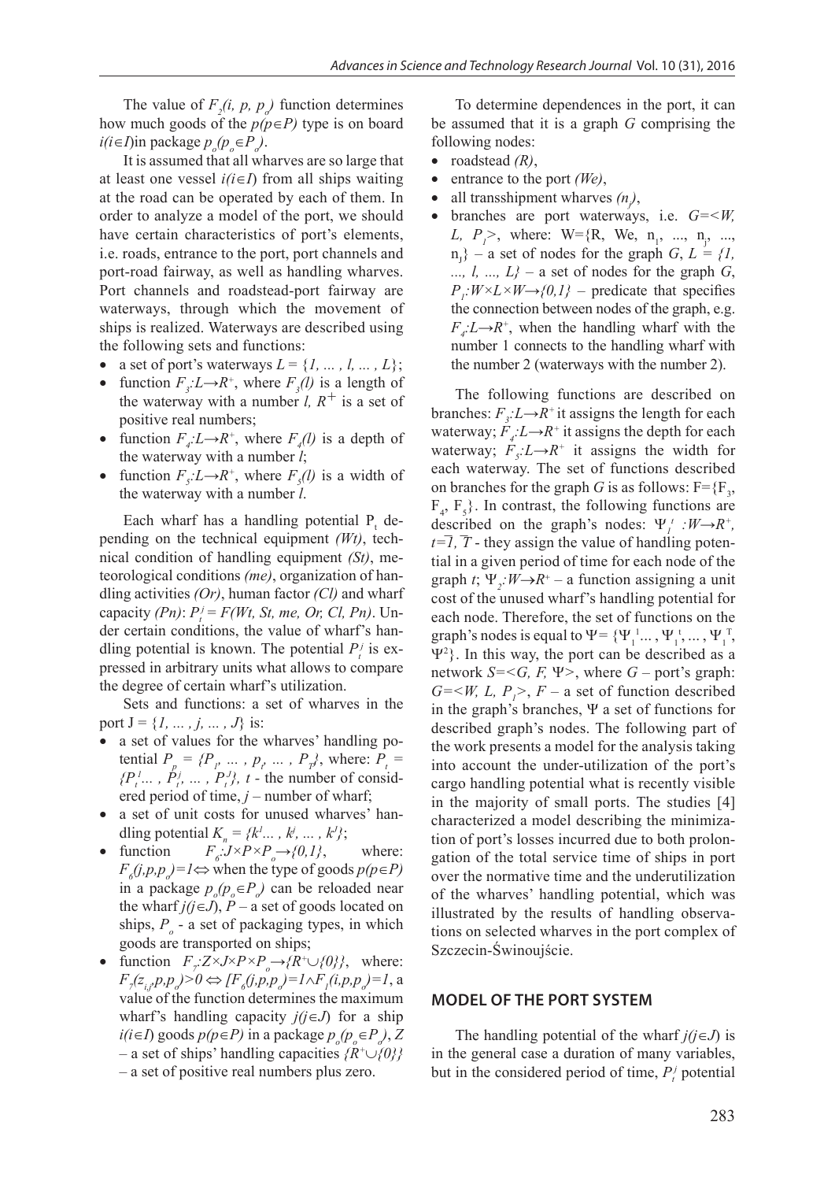The value of $F_2(i, p, p_o)$ function determines how much goods of the $p(p \in P)$ type is on board $i(i \in I)$in package $p_o(p_o \in P_o)$.

It is assumed that all wharves are so large that at least one vessel $i(i \in I)$ from all ships waiting at the road can be operated by each of them. In order to analyze a model of the port, we should have certain characteristics of port's elements, i.e. roads, entrance to the port, port channels and port-road fairway, as well as handling wharves. Port channels and roadstead-port fairway are waterways, through which the movement of ships is realized. Waterways are described using the following sets and functions:

- a set of port's waterways $L = \{1, \ldots, l, \ldots, L\}$;
- function $F_3: L \rightarrow R^+$, where $F_3(l)$ is a length of the waterway with a number $l$, $R^+$ is a set of positive real numbers;
- function $F_4: L \rightarrow R^+$, where $F_4(l)$ is a depth of the waterway with a number $l$;
- function $F_5: L \rightarrow R^+$, where $F_5(l)$ is a width of the waterway with a number $l$.

Each wharf has a handling potential $P_t$ depending on the technical equipment *(Wt)*, technical condition of handling equipment *(St)*, meteorological conditions *(me)*, organization of handling activities *(Or)*, human factor *(Cl)* and wharf capacity *(Pn)*: $P_t^j = F(Wt, St, me, Or, Cl, Pn)$. Under certain conditions, the value of wharf's handling potential is known. The potential $P_t^j$ is expressed in arbitrary units what allows to compare the degree of certain wharf's utilization.

Sets and functions: a set of wharves in the port $J = \{1, \ldots, j, \ldots, J\}$ is:

- a set of values for the wharves' handling potential $P_p = \{P_1, \ldots, p_t, \ldots, P_T\}$, where: $P_t = \{P_t^1 \ldots, P_t^j, \ldots, P_t^J\}$, $t$ - the number of considered period of time, $j$ – number of wharf;
- a set of unit costs for unused wharves' handling potential $K_n = \{k^1 \ldots, k^j, \ldots, k^J\}$;
- function $F_6: J \times P \times P_o \rightarrow \{0,1\}$, where: $F_6(j,p,p_o)=1 \Leftrightarrow$ when the type of goods $p(p \in P)$ in a package $p_o(p_o \in P_o)$ can be reloaded near the wharf $j(j \in J)$, $P$ – a set of goods located on ships, $P_o$ - a set of packaging types, in which goods are transported on ships;
- function $F_7: Z \times J \times P \times P_o \rightarrow \{R^+ \cup \{0\}\}$, where: $F_7(z_{i,j}, p, p_o) > 0 \Leftrightarrow [F_6(j,p,p_o)=1 \wedge F_1(i,p,p_o)=1$, a value of the function determines the maximum wharf's handling capacity $j(j \in J)$ for a ship $i(i \in I)$ goods $p(p \in P)$ in a package $p_o(p_o \in P_o)$, $Z$ – a set of ships' handling capacities $\{R^+ \cup \{0\}\}$ – a set of positive real numbers plus zero.

To determine dependences in the port, it can be assumed that it is a graph $G$ comprising the following nodes:

- roadstead *(R)*,
- entrance to the port *(We)*,
- all transshipment wharves $(n_j)$,
- branches are port waterways, i.e. $G=\langle W, L, P_1 \rangle$, where: $W=\{R, We, n_1, \ldots, n_j, \ldots, n_J\}$ – a set of nodes for the graph $G$, $L = \{1, \ldots, l, \ldots, L\}$ – a set of nodes for the graph $G$, $P_1: W \times L \times W \rightarrow \{0,1\}$ – predicate that specifies the connection between nodes of the graph, e.g. $F_4: L \rightarrow R^+$, when the handling wharf with the number 1 connects to the handling wharf with the number 2 (waterways with the number 2).

The following functions are described on branches: $F_3: L \rightarrow R^+$ it assigns the length for each waterway; $F_4: L \rightarrow R^+$ it assigns the depth for each waterway; $F_5: L \rightarrow R^+$ it assigns the width for each waterway. The set of functions described on branches for the graph $G$ is as follows: $F=\{F_3, F_4, F_5\}$. In contrast, the following functions are described on the graph's nodes: $\Psi_1^t: W \rightarrow R^+$, $t=\overline{1, T}$ - they assign the value of handling potential in a given period of time for each node of the graph $t$; $\Psi_2: W \rightarrow R^+$ – a function assigning a unit cost of the unused wharf's handling potential for each node. Therefore, the set of functions on the graph's nodes is equal to $\Psi = \{\Psi_1^1 \ldots, \Psi_1^t, \ldots, \Psi_1^T, \Psi^2\}$. In this way, the port can be described as a network $S=\langle G, F, \Psi \rangle$, where $G$ – port's graph: $G=\langle W, L, P_1 \rangle$, $F$ – a set of function described in the graph's branches, $\Psi$ a set of functions for described graph's nodes. The following part of the work presents a model for the analysis taking into account the under-utilization of the port's cargo handling potential what is recently visible in the majority of small ports. The studies [4] characterized a model describing the minimization of port's losses incurred due to both prolongation of the total service time of ships in port over the normative time and the underutilization of the wharves' handling potential, which was illustrated by the results of handling observations on selected wharves in the port complex of Szczecin-Świnoujście.

## MODEL OF THE PORT SYSTEM

The handling potential of the wharf $j(j \in J)$ is in the general case a duration of many variables, but in the considered period of time, $P_t^j$ potential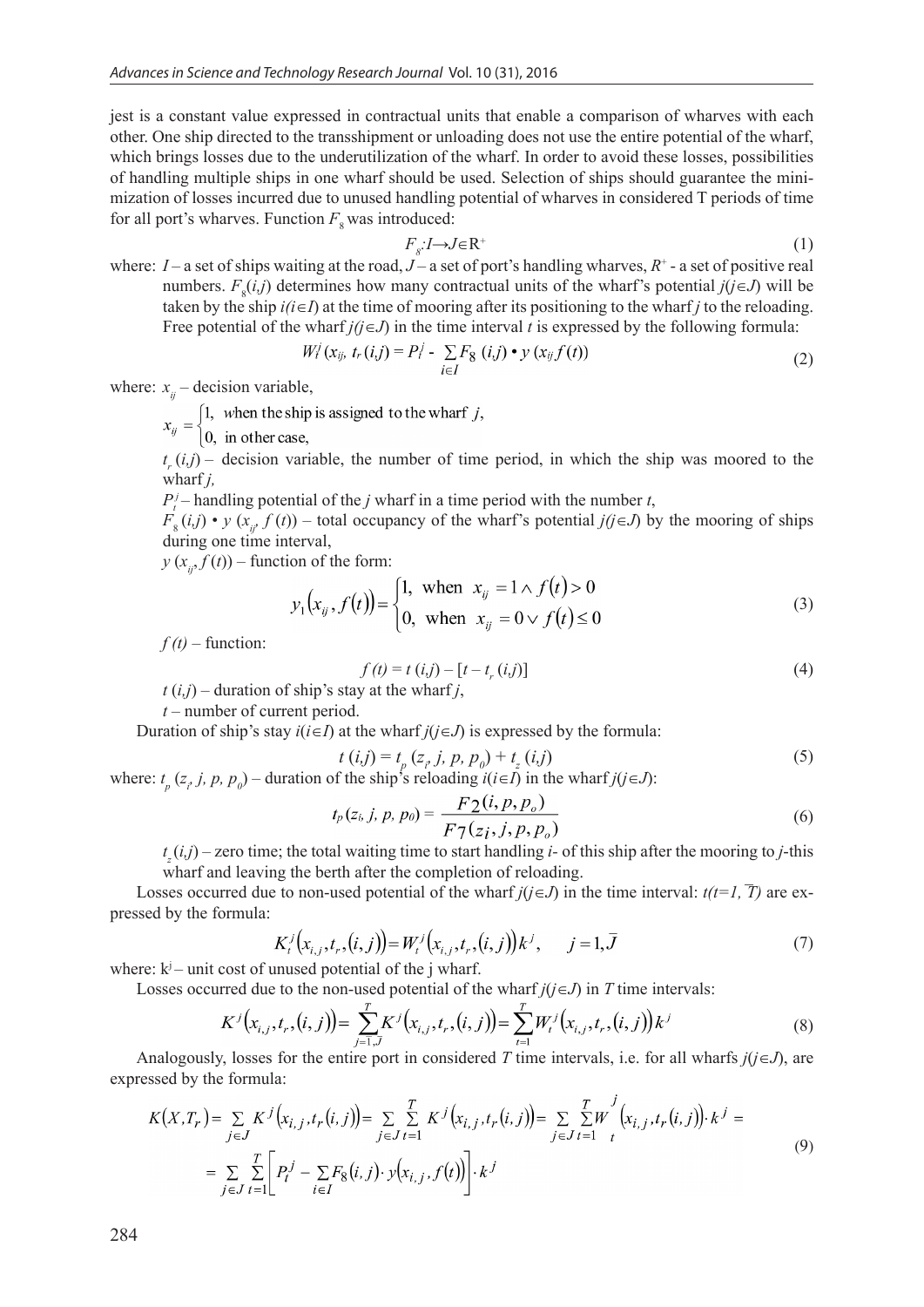jest is a constant value expressed in contractual units that enable a comparison of wharves with each other. One ship directed to the transshipment or unloading does not use the entire potential of the wharf, which brings losses due to the underutilization of the wharf. In order to avoid these losses, possibilities of handling multiple ships in one wharf should be used. Selection of ships should guarantee the minimization of losses incurred due to unused handling potential of wharves in considered T periods of time for all port's wharves. Function $F_8$ was introduced:

$$F_8 : I \rightarrow J \in R^+ \tag{1}$$

where: $I$ – a set of ships waiting at the road, $J$ – a set of port's handling wharves, $R^+$ - a set of positive real numbers. $F_8(i,j)$ determines how many contractual units of the wharf's potential $j(j \in J)$ will be taken by the ship $i(i \in I)$ at the time of mooring after its positioning to the wharf $j$ to the reloading. Free potential of the wharf $j(j \in J)$ in the time interval $t$ is expressed by the following formula:

$$W_t^j(x_{ij}, t_r(i,j)) = P_t^j - \sum_{i \in I} F_8(i,j) \cdot y(x_{ij} f(t)) \tag{2}$$

where: $x_{ij}$ – decision variable,

$$x_{ij} = \begin{cases} 1, & \text{when the ship is assigned to the wharf } j, \\ 0, & \text{in other case,} \end{cases}$$

$t_r(i,j)$ – decision variable, the number of time period, in which the ship was moored to the wharf $j$,

$P_t^j$ – handling potential of the $j$ wharf in a time period with the number $t$,

$F_8(i,j) \cdot y(x_{ij}, f(t))$ – total occupancy of the wharf's potential $j(j \in J)$ by the mooring of ships during one time interval,

$y(x_{ij}, f(t))$ – function of the form:

$$y_1(x_{ij}, f(t)) = \begin{cases} 1, & \text{when } x_{ij} = 1 \wedge f(t) > 0 \\ 0, & \text{when } x_{ij} = 0 \vee f(t) \leq 0 \end{cases} \tag{3}$$

$f(t)$ – function:

$$f(t) = t(i,j) - [t - t_r(i,j)] \tag{4}$$

$t(i,j)$ – duration of ship's stay at the wharf $j$,

$t$ – number of current period.

Duration of ship's stay $i(i \in I)$ at the wharf $j(j \in J)$ is expressed by the formula:

$$t(i,j) = t_p(z_i, j, p, p_0) + t_z(i,j) \tag{5}$$

where: $t_p(z_i, j, p, p_0)$ – duration of the ship's reloading $i(i \in I)$ in the wharf $j(j \in J)$:

$$t_p(z_i, j, p, p_0) = \frac{F_2(i, p, p_o)}{F_7(z_i, j, p, p_o)} \tag{6}$$

$t_z(i,j)$ – zero time; the total waiting time to start handling $i$- of this ship after the mooring to $j$-this wharf and leaving the berth after the completion of reloading.

Losses occurred due to non-used potential of the wharf $j(j \in J)$ in the time interval: $t(t = 1, \overline{T})$ are expressed by the formula:

$$K_t^j(x_{i,j}, t_r,(i,j)) = W_t^j(x_{i,j}, t_r,(i,j))k^j, \quad j = 1, \overline{J} \tag{7}$$

where: $k^j$ – unit cost of unused potential of the j wharf.

Losses occurred due to the non-used potential of the wharf $j(j \in J)$ in $T$ time intervals:

$$K^j(x_{i,j}, t_r,(i,j)) = \sum_{j=1,\overline{J}}^{T} K^j(x_{i,j}, t_r,(i,j)) = \sum_{t=1}^{T} W_t^j(x_{i,j}, t_r,(i,j))k^j \tag{8}$$

Analogously, losses for the entire port in considered $T$ time intervals, i.e. for all wharfs $j(j \in J)$, are expressed by the formula:

$$\begin{aligned} K(X, T_r) &= \sum_{j \in J} K^j(x_{i,j}, t_r(i,j)) = \sum_{j \in J} \sum_{t=1}^{T} K^j(x_{i,j}, t_r(i,j)) = \sum_{j \in J} \sum_{t=1}^{T} W_t^j(x_{i,j}, t_r(i,j)) \cdot k^j = \\ &= \sum_{j \in J} \sum_{t=1}^{T} \left[ P_t^j - \sum_{i \in I} F_8(i,j) \cdot y(x_{i,j}, f(t)) \right] \cdot k^j \end{aligned} \tag{9}$$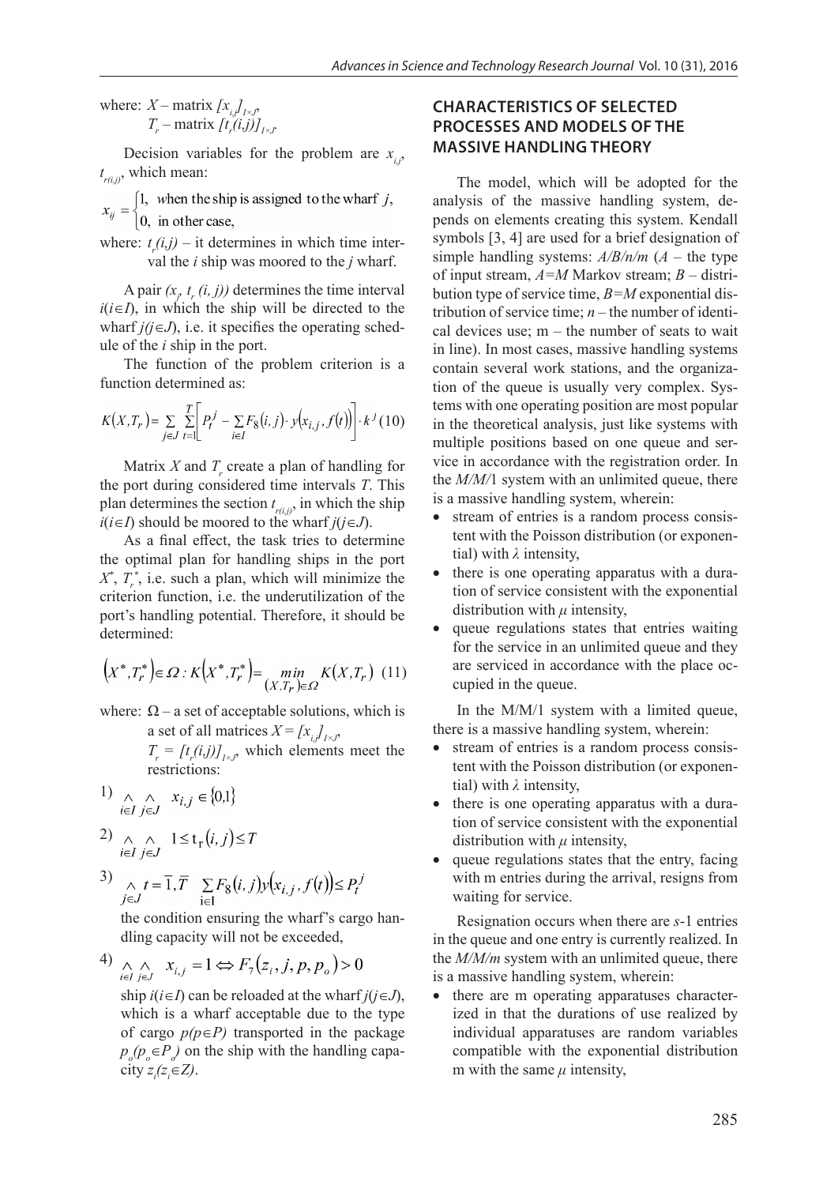where: $X$ – matrix $[x_{i,j}]_{I\times J}$,
$T_r$ – matrix $[t_r(i,j)]_{I\times J}$,

Decision variables for the problem are $x_{i,j}$, $t_{r(i,j)}$, which mean:

$$x_{ij} = \begin{cases} 1, & \text{when the ship is assigned to the wharf } j, \\ 0, & \text{in other case,} \end{cases}$$

where: $t_r(i,j)$ – it determines in which time interval the $i$ ship was moored to the $j$ wharf.

A pair $(x_i, t_r(i,j))$ determines the time interval $i(i \in I)$, in which the ship will be directed to the wharf $j(j \in J)$, i.e. it specifies the operating schedule of the $i$ ship in the port.

The function of the problem criterion is a function determined as:

$$K(X,T_r) = \sum_{j\in J}\sum_{t=1}^{T}\left[P_t^j - \sum_{i\in I} F_8(i,j)\cdot y(x_{i,j}, f(t))\right]\cdot k^j \quad (10)$$

Matrix $X$ and $T_r$ create a plan of handling for the port during considered time intervals $T$. This plan determines the section $t_{r(i,j)}$, in which the ship $i(i \in I)$ should be moored to the wharf $j(j \in J)$.

As a final effect, the task tries to determine the optimal plan for handling ships in the port $X^*$, $T_r^*$, i.e. such a plan, which will minimize the criterion function, i.e. the underutilization of the port's handling potential. Therefore, it should be determined:

$$\left(X^*, T_r^*\right) \in \Omega : K\left(X^*, T_r^*\right) = \min_{(X,T_r)\in\Omega} K(X,T_r) \quad (11)$$

where: $\Omega$ – a set of acceptable solutions, which is a set of all matrices $X = [x_{i,j}]_{I\times J}$, $T_r = [t_r(i,j)]_{I\times J}$, which elements meet the restrictions:

1) $\bigwedge_{i\in I}\bigwedge_{j\in J} x_{i,j} \in \{0,1\}$

2) $\bigwedge_{i\in I}\bigwedge_{j\in J} 1 \le t_r(i,j) \le T$

3) $\bigwedge_{j\in J} t = \overline{1,T} \quad \sum_{i\in I} F_8(i,j)y(x_{i,j}, f(t)) \le P_t^j$

the condition ensuring the wharf's cargo handling capacity will not be exceeded,

4) $\bigwedge_{i\in I}\bigwedge_{j\in J} x_{i,j} = 1 \Leftrightarrow F_7(z_i, j, p, p_o) > 0$

ship $i(i \in I)$ can be reloaded at the wharf $j(j \in J)$, which is a wharf acceptable due to the type of cargo $p(p \in P)$ transported in the package $p_o(p_o \in P_o)$ on the ship with the handling capacity $z_i(z_i \in Z)$.

## CHARACTERISTICS OF SELECTED PROCESSES AND MODELS OF THE MASSIVE HANDLING THEORY

The model, which will be adopted for the analysis of the massive handling system, depends on elements creating this system. Kendall symbols [3, 4] are used for a brief designation of simple handling systems: $A/B/n/m$ ($A$ – the type of input stream, $A{=}M$ Markov stream; $B$ – distribution type of service time, $B{=}M$ exponential distribution of service time; $n$ – the number of identical devices use; m – the number of seats to wait in line). In most cases, massive handling systems contain several work stations, and the organization of the queue is usually very complex. Systems with one operating position are most popular in the theoretical analysis, just like systems with multiple positions based on one queue and service in accordance with the registration order. In the *M/M/1* system with an unlimited queue, there is a massive handling system, wherein:

- stream of entries is a random process consistent with the Poisson distribution (or exponential) with $\lambda$ intensity,
- there is one operating apparatus with a duration of service consistent with the exponential distribution with $\mu$ intensity,
- queue regulations states that entries waiting for the service in an unlimited queue and they are serviced in accordance with the place occupied in the queue.

In the M/M/1 system with a limited queue, there is a massive handling system, wherein:

- stream of entries is a random process consistent with the Poisson distribution (or exponential) with $\lambda$ intensity,
- there is one operating apparatus with a duration of service consistent with the exponential distribution with $\mu$ intensity,
- queue regulations states that the entry, facing with m entries during the arrival, resigns from waiting for service.

Resignation occurs when there are $s$-1 entries in the queue and one entry is currently realized. In the *M/M/m* system with an unlimited queue, there is a massive handling system, wherein:

- there are m operating apparatuses characterized in that the durations of use realized by individual apparatuses are random variables compatible with the exponential distribution m with the same $\mu$ intensity,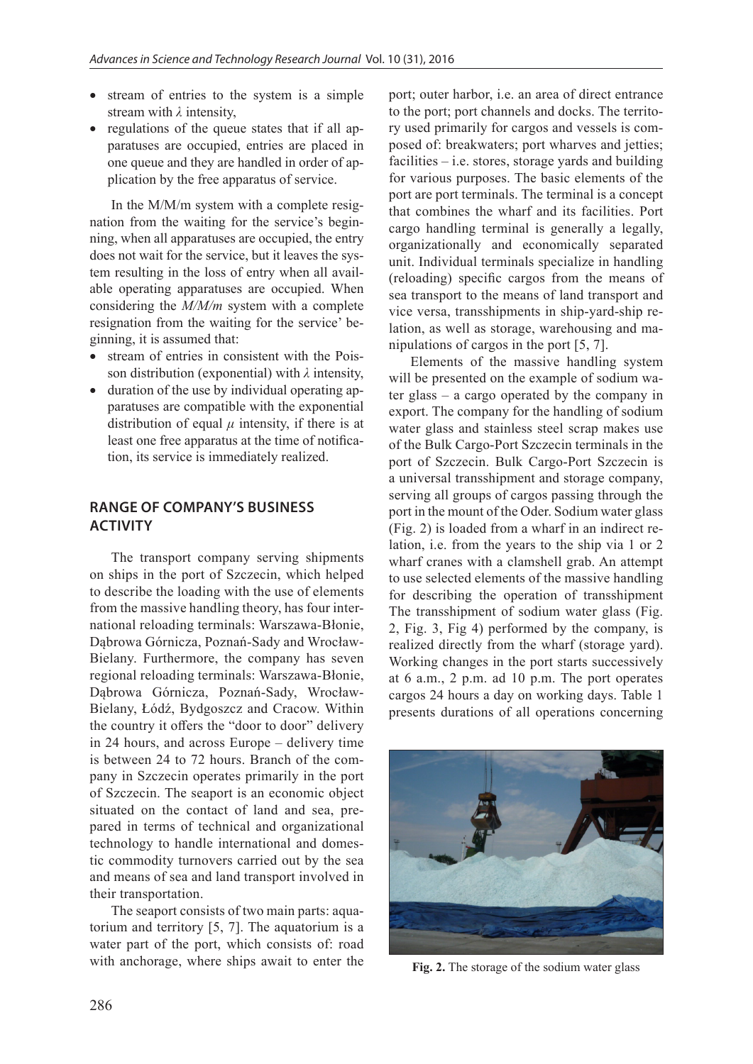- stream of entries to the system is a simple stream with $\lambda$ intensity,
- regulations of the queue states that if all apparatuses are occupied, entries are placed in one queue and they are handled in order of application by the free apparatus of service.

In the M/M/m system with a complete resignation from the waiting for the service's beginning, when all apparatuses are occupied, the entry does not wait for the service, but it leaves the system resulting in the loss of entry when all available operating apparatuses are occupied. When considering the *M/M/m* system with a complete resignation from the waiting for the service' beginning, it is assumed that:

- stream of entries in consistent with the Poisson distribution (exponential) with $\lambda$ intensity,
- duration of the use by individual operating apparatuses are compatible with the exponential distribution of equal $\mu$ intensity, if there is at least one free apparatus at the time of notification, its service is immediately realized.

## RANGE OF COMPANY'S BUSINESS ACTIVITY

The transport company serving shipments on ships in the port of Szczecin, which helped to describe the loading with the use of elements from the massive handling theory, has four international reloading terminals: Warszawa-Błonie, Dąbrowa Górnicza, Poznań-Sady and Wrocław-Bielany. Furthermore, the company has seven regional reloading terminals: Warszawa-Błonie, Dąbrowa Górnicza, Poznań-Sady, Wrocław-Bielany, Łódź, Bydgoszcz and Cracow. Within the country it offers the "door to door" delivery in 24 hours, and across Europe – delivery time is between 24 to 72 hours. Branch of the company in Szczecin operates primarily in the port of Szczecin. The seaport is an economic object situated on the contact of land and sea, prepared in terms of technical and organizational technology to handle international and domestic commodity turnovers carried out by the sea and means of sea and land transport involved in their transportation.

The seaport consists of two main parts: aquatorium and territory [5, 7]. The aquatorium is a water part of the port, which consists of: road with anchorage, where ships await to enter the port; outer harbor, i.e. an area of direct entrance to the port; port channels and docks. The territory used primarily for cargos and vessels is composed of: breakwaters; port wharves and jetties; facilities – i.e. stores, storage yards and building for various purposes. The basic elements of the port are port terminals. The terminal is a concept that combines the wharf and its facilities. Port cargo handling terminal is generally a legally, organizationally and economically separated unit. Individual terminals specialize in handling (reloading) specific cargos from the means of sea transport to the means of land transport and vice versa, transshipments in ship-yard-ship relation, as well as storage, warehousing and manipulations of cargos in the port [5, 7].

Elements of the massive handling system will be presented on the example of sodium water glass – a cargo operated by the company in export. The company for the handling of sodium water glass and stainless steel scrap makes use of the Bulk Cargo-Port Szczecin terminals in the port of Szczecin. Bulk Cargo-Port Szczecin is a universal transshipment and storage company, serving all groups of cargos passing through the port in the mount of the Oder. Sodium water glass (Fig. 2) is loaded from a wharf in an indirect relation, i.e. from the years to the ship via 1 or 2 wharf cranes with a clamshell grab. An attempt to use selected elements of the massive handling for describing the operation of transshipment The transshipment of sodium water glass (Fig. 2, Fig. 3, Fig 4) performed by the company, is realized directly from the wharf (storage yard). Working changes in the port starts successively at 6 a.m., 2 p.m. ad 10 p.m. The port operates cargos 24 hours a day on working days. Table 1 presents durations of all operations concerning

**Fig. 2.** The storage of the sodium water glass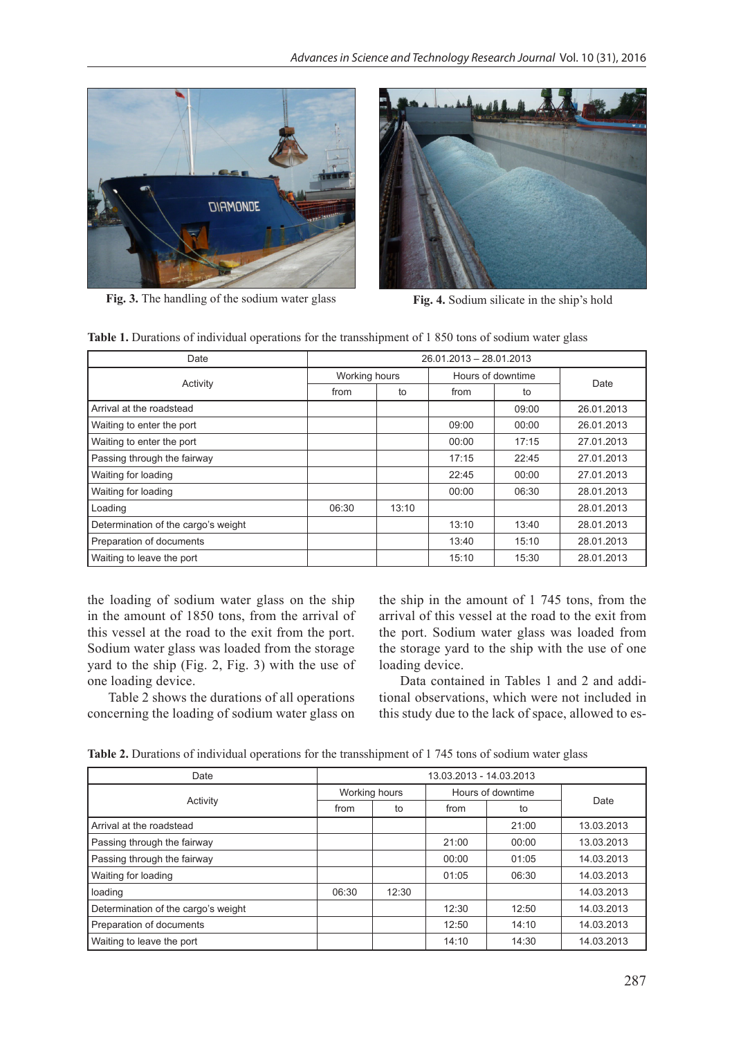Fig. 3. The handling of the sodium water glass

Fig. 4. Sodium silicate in the ship's hold

**Table 1.** Durations of individual operations for the transshipment of 1 850 tons of sodium water glass

| Date | 26.01.2013 – 28.01.2013 | | | | |
|---|---|---|---|---|---|
| Activity | Working hours | | Hours of downtime | | Date |
| | from | to | from | to | |
| Arrival at the roadstead | | | | 09:00 | 26.01.2013 |
| Waiting to enter the port | | | 09:00 | 00:00 | 26.01.2013 |
| Waiting to enter the port | | | 00:00 | 17:15 | 27.01.2013 |
| Passing through the fairway | | | 17:15 | 22:45 | 27.01.2013 |
| Waiting for loading | | | 22:45 | 00:00 | 27.01.2013 |
| Waiting for loading | | | 00:00 | 06:30 | 28.01.2013 |
| Loading | 06:30 | 13:10 | | | 28.01.2013 |
| Determination of the cargo's weight | | | 13:10 | 13:40 | 28.01.2013 |
| Preparation of documents | | | 13:40 | 15:10 | 28.01.2013 |
| Waiting to leave the port | | | 15:10 | 15:30 | 28.01.2013 |

the loading of sodium water glass on the ship in the amount of 1850 tons, from the arrival of this vessel at the road to the exit from the port. Sodium water glass was loaded from the storage yard to the ship (Fig. 2, Fig. 3) with the use of one loading device.

Table 2 shows the durations of all operations concerning the loading of sodium water glass on the ship in the amount of 1 745 tons, from the arrival of this vessel at the road to the exit from the port. Sodium water glass was loaded from the storage yard to the ship with the use of one loading device.

Data contained in Tables 1 and 2 and additional observations, which were not included in this study due to the lack of space, allowed to es-

**Table 2.** Durations of individual operations for the transshipment of 1 745 tons of sodium water glass

| Date | 13.03.2013 - 14.03.2013 | | | | |
|---|---|---|---|---|---|
| Activity | Working hours | | Hours of downtime | | Date |
| | from | to | from | to | |
| Arrival at the roadstead | | | | 21:00 | 13.03.2013 |
| Passing through the fairway | | | 21:00 | 00:00 | 13.03.2013 |
| Passing through the fairway | | | 00:00 | 01:05 | 14.03.2013 |
| Waiting for loading | | | 01:05 | 06:30 | 14.03.2013 |
| loading | 06:30 | 12:30 | | | 14.03.2013 |
| Determination of the cargo's weight | | | 12:30 | 12:50 | 14.03.2013 |
| Preparation of documents | | | 12:50 | 14:10 | 14.03.2013 |
| Waiting to leave the port | | | 14:10 | 14:30 | 14.03.2013 |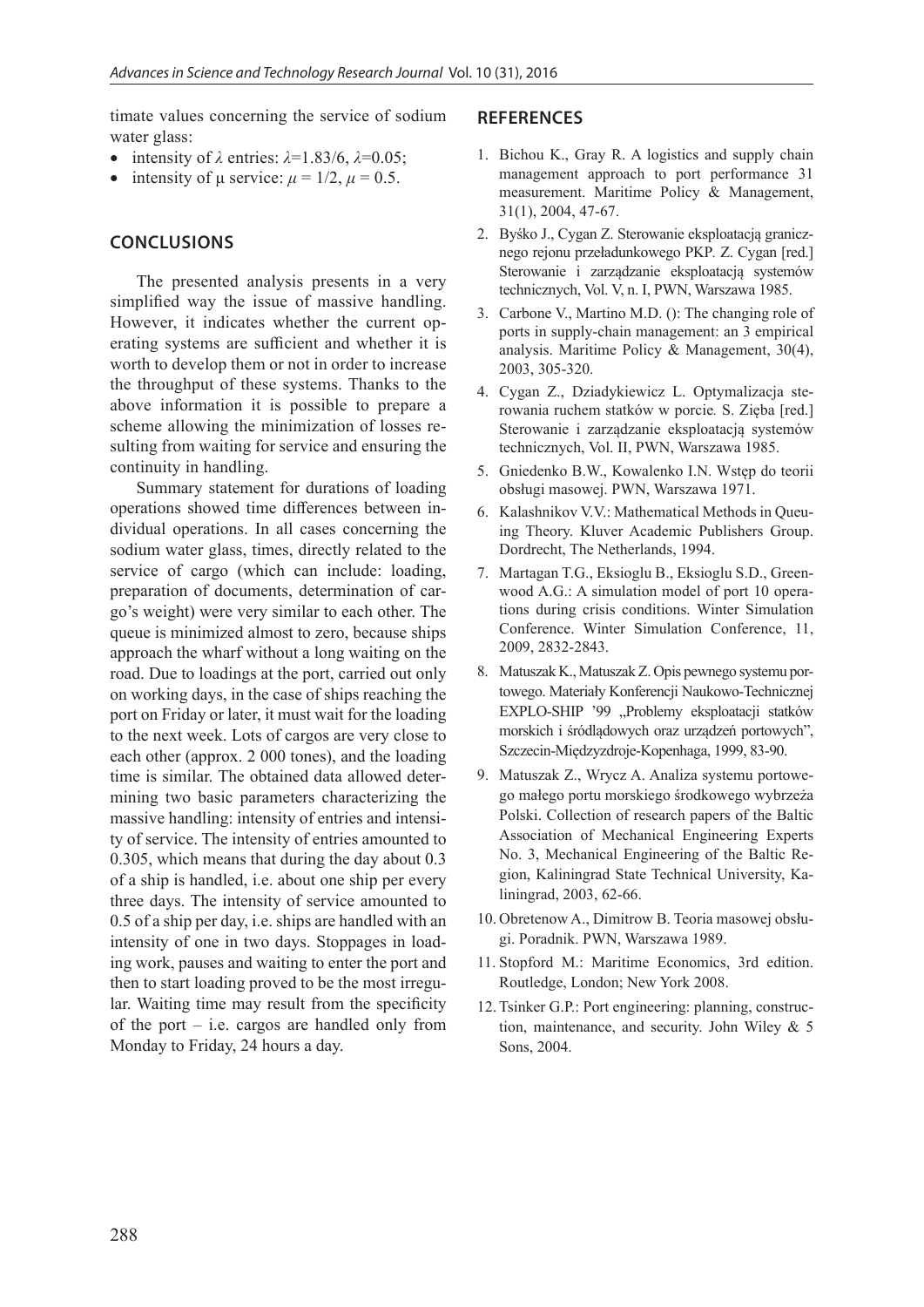timate values concerning the service of sodium water glass:

- intensity of $\lambda$ entries: $\lambda$=1.83/6, $\lambda$=0.05;
- intensity of μ service: $\mu$ = 1/2, $\mu$ = 0.5.

## CONCLUSIONS

The presented analysis presents in a very simplified way the issue of massive handling. However, it indicates whether the current operating systems are sufficient and whether it is worth to develop them or not in order to increase the throughput of these systems. Thanks to the above information it is possible to prepare a scheme allowing the minimization of losses resulting from waiting for service and ensuring the continuity in handling.

Summary statement for durations of loading operations showed time differences between individual operations. In all cases concerning the sodium water glass, times, directly related to the service of cargo (which can include: loading, preparation of documents, determination of cargo's weight) were very similar to each other. The queue is minimized almost to zero, because ships approach the wharf without a long waiting on the road. Due to loadings at the port, carried out only on working days, in the case of ships reaching the port on Friday or later, it must wait for the loading to the next week. Lots of cargos are very close to each other (approx. 2 000 tones), and the loading time is similar. The obtained data allowed determining two basic parameters characterizing the massive handling: intensity of entries and intensity of service. The intensity of entries amounted to 0.305, which means that during the day about 0.3 of a ship is handled, i.e. about one ship per every three days. The intensity of service amounted to 0.5 of a ship per day, i.e. ships are handled with an intensity of one in two days. Stoppages in loading work, pauses and waiting to enter the port and then to start loading proved to be the most irregular. Waiting time may result from the specificity of the port – i.e. cargos are handled only from Monday to Friday, 24 hours a day.

## REFERENCES

1. Bichou K., Gray R. A logistics and supply chain management approach to port performance 31 measurement. Maritime Policy & Management, 31(1), 2004, 47-67.
2. Byśko J., Cygan Z. Sterowanie eksploatacją granicznego rejonu przeładunkowego PKP. Z. Cygan [red.] Sterowanie i zarządzanie eksploatacją systemów technicznych, Vol. V, n. I, PWN, Warszawa 1985.
3. Carbone V., Martino M.D. (): The changing role of ports in supply-chain management: an 3 empirical analysis. Maritime Policy & Management, 30(4), 2003, 305-320.
4. Cygan Z., Dziadykiewicz L. Optymalizacja sterowania ruchem statków w porcie. S. Zięba [red.] Sterowanie i zarządzanie eksploatacją systemów technicznych, Vol. II, PWN, Warszawa 1985.
5. Gniedenko B.W., Kowalenko I.N. Wstęp do teorii obsługi masowej. PWN, Warszawa 1971.
6. Kalashnikov V.V.: Mathematical Methods in Queuing Theory. Kluver Academic Publishers Group. Dordrecht, The Netherlands, 1994.
7. Martagan T.G., Eksioglu B., Eksioglu S.D., Greenwood A.G.: A simulation model of port 10 operations during crisis conditions. Winter Simulation Conference. Winter Simulation Conference, 11, 2009, 2832-2843.
8. Matuszak K., Matuszak Z. Opis pewnego systemu portowego. Materiały Konferencji Naukowo-Technicznej EXPLO-SHIP '99 „Problemy eksploatacji statków morskich i śródlądowych oraz urządzeń portowych", Szczecin-Międzyzdroje-Kopenhaga, 1999, 83-90.
9. Matuszak Z., Wrycz A. Analiza systemu portowego małego portu morskiego środkowego wybrzeża Polski. Collection of research papers of the Baltic Association of Mechanical Engineering Experts No. 3, Mechanical Engineering of the Baltic Region, Kaliningrad State Technical University, Kaliningrad, 2003, 62-66.
10. Obretenow A., Dimitrow B. Teoria masowej obsługi. Poradnik. PWN, Warszawa 1989.
11. Stopford M.: Maritime Economics, 3rd edition. Routledge, London; New York 2008.
12. Tsinker G.P.: Port engineering: planning, construction, maintenance, and security. John Wiley & 5 Sons, 2004.